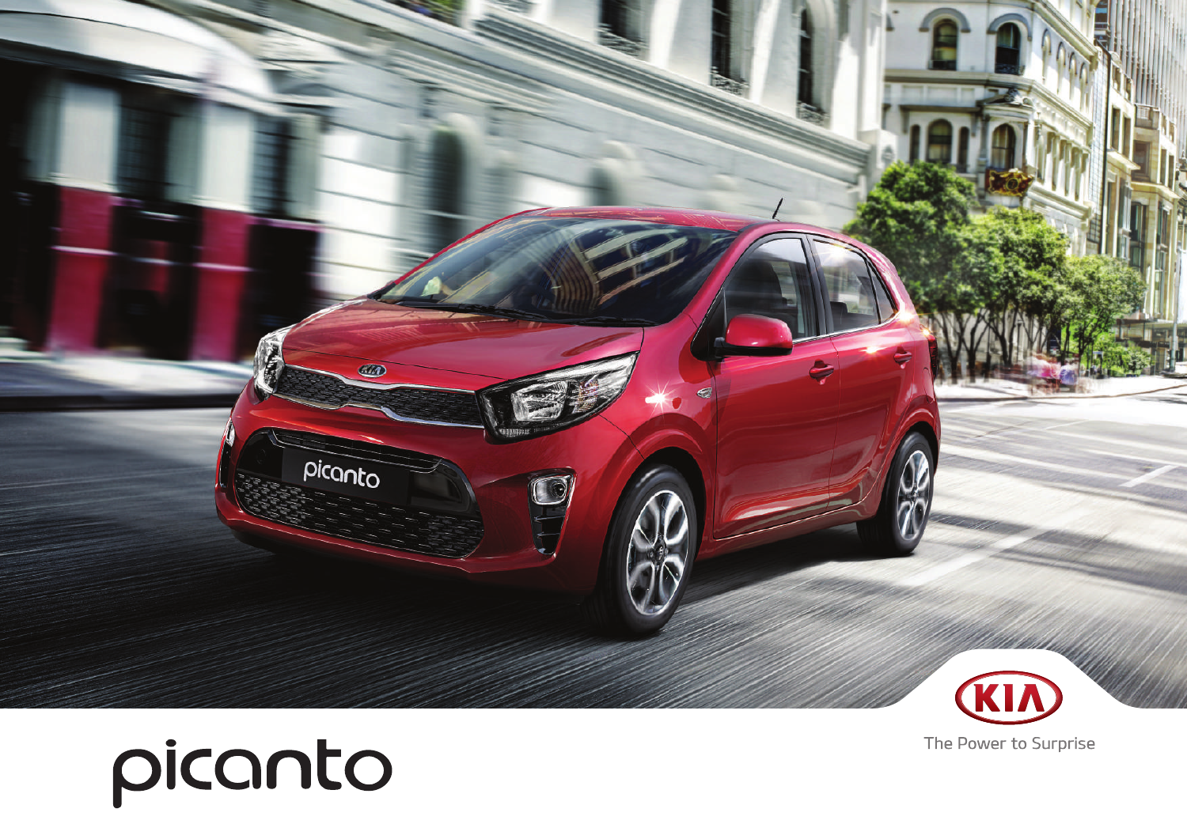# picanto

The Power to Surprise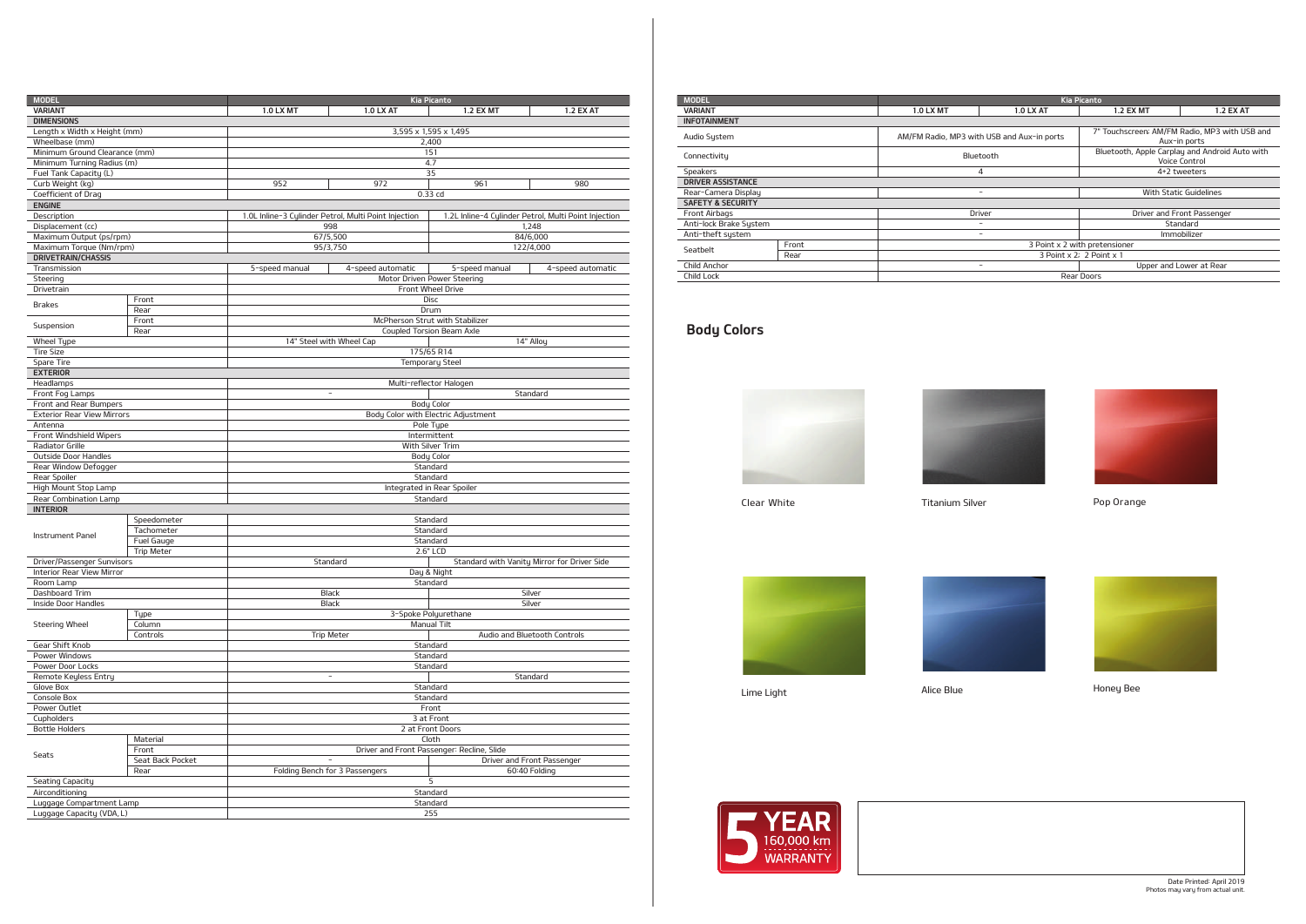| MODEL | | Kia Picanto | | | |
|---|---|---|---|---|---|
| VARIANT | | 1.0 LX MT | 1.0 LX AT | 1.2 EX MT | 1.2 EX AT |
| **DIMENSIONS** | | | | | |
| Length x Width x Height (mm) | | 3,595 x 1,595 x 1,495 | | | |
| Wheelbase (mm) | | 2,400 | | | |
| Minimum Ground Clearance (mm) | | 151 | | | |
| Minimum Turning Radius (m) | | 4.7 | | | |
| Fuel Tank Capacity (L) | | 35 | | | |
| Curb Weight (kg) | | 952 | 972 | 961 | 980 |
| Coefficient of Drag | | 0.33 cd | | | |
| **ENGINE** | | | | | |
| Description | | 1.0L Inline-3 Cylinder Petrol, Multi Point Injection | | 1.2L Inline-4 Cylinder Petrol, Multi Point Injection | |
| Displacement (cc) | | 998 | | 1,248 | |
| Maximum Output (ps/rpm) | | 67/5,500 | | 84/6,000 | |
| Maximum Torque (Nm/rpm) | | 95/3,750 | | 122/4,000 | |
| **DRIVETRAIN/CHASSIS** | | | | | |
| Transmission | | 5-speed manual | 4-speed automatic | 5-speed manual | 4-speed automatic |
| Steering | | Motor Driven Power Steering | | | |
| Drivetrain | | Front Wheel Drive | | | |
| Brakes | Front | Disc | | | |
| | Rear | Drum | | | |
| Suspension | Front | McPherson Strut with Stabilizer | | | |
| | Rear | Coupled Torsion Beam Axle | | | |
| Wheel Type | | 14" Steel with Wheel Cap | | 14" Alloy | |
| Tire Size | | 175/65 R14 | | | |
| Spare Tire | | Temporary Steel | | | |
| **EXTERIOR** | | | | | |
| Headlamps | | Multi-reflector Halogen | | | |
| Front Fog Lamps | | - | | Standard | |
| Front and Rear Bumpers | | Body Color | | | |
| Exterior Rear View Mirrors | | Body Color with Electric Adjustment | | | |
| Antenna | | Pole Type | | | |
| Front Windshield Wipers | | Intermittent | | | |
| Radiator Grille | | With Silver Trim | | | |
| Outside Door Handles | | Body Color | | | |
| Rear Window Defogger | | Standard | | | |
| Rear Spoiler | | Standard | | | |
| High Mount Stop Lamp | | Integrated in Rear Spoiler | | | |
| Rear Combination Lamp | | Standard | | | |
| **INTERIOR** | | | | | |
| Instrument Panel | Speedometer | Standard | | | |
| | Tachometer | Standard | | | |
| | Fuel Gauge | Standard | | | |
| | Trip Meter | 2.6" LCD | | | |
| Driver/Passenger Sunvisors | | Standard | | Standard with Vanity Mirror for Driver Side | |
| Interior Rear View Mirror | | Day & Night | | | |
| Room Lamp | | Standard | | | |
| Dashboard Trim | | Black | | Silver | |
| Inside Door Handles | | Black | | Silver | |
| Steering Wheel | Type | 3-Spoke Polyurethane | | | |
| | Column | Manual Tilt | | | |
| | Controls | Trip Meter | | Audio and Bluetooth Controls | |
| Gear Shift Knob | | Standard | | | |
| Power Windows | | Standard | | | |
| Power Door Locks | | Standard | | | |
| Remote Keyless Entry | | - | | Standard | |
| Glove Box | | Standard | | | |
| Console Box | | Standard | | | |
| Power Outlet | | Front | | | |
| Cupholders | | 3 at Front | | | |
| Bottle Holders | | 2 at Front Doors | | | |
| Seats | Material | Cloth | | | |
| | Front | Driver and Front Passenger: Recline, Slide | | | |
| | Seat Back Pocket | - | | Driver and Front Passenger | |
| | Rear | Folding Bench for 3 Passengers | | 60:40 Folding | |
| Seating Capacity | | 5 | | | |
| Airconditioning | | Standard | | | |
| Luggage Compartment Lamp | | Standard | | | |
| Luggage Capacity (VDA, L) | | 255 | | | |

| MODEL | | Kia Picanto | | | |
|---|---|---|---|---|---|
| VARIANT | | 1.0 LX MT | 1.0 LX AT | 1.2 EX MT | 1.2 EX AT |
| **INFOTAINMENT** | | | | | |
| Audio System | | AM/FM Radio, MP3 with USB and Aux-in ports | | 7" Touchscreen: AM/FM Radio, MP3 with USB and Aux-in ports | |
| Connectivity | | Bluetooth | | Bluetooth, Apple Carplay and Android Auto with Voice Control | |
| Speakers | | 4 | | 4+2 tweeters | |
| **DRIVER ASSISTANCE** | | | | | |
| Rear-Camera Display | | - | | With Static Guidelines | |
| **SAFETY & SECURITY** | | | | | |
| Front Airbags | | Driver | | Driver and Front Passenger | |
| Anti-lock Brake System | | - | | Standard | |
| Anti-theft system | | - | | Immobilizer | |
| Seatbelt | Front | 3 Point x 2 with pretensioner | | | |
| | Rear | 3 Point x 2; 2 Point x 1 | | | |
| Child Anchor | | - | | Upper and Lower at Rear | |
| Child Lock | | Rear Doors | | | |

## Body Colors

Clear White

Titanium Silver

Pop Orange

Lime Light

Alice Blue

Honey Bee

5 YEAR 160,000 km WARRANTY

Date Printed: April 2019
Photos may vary from actual unit.